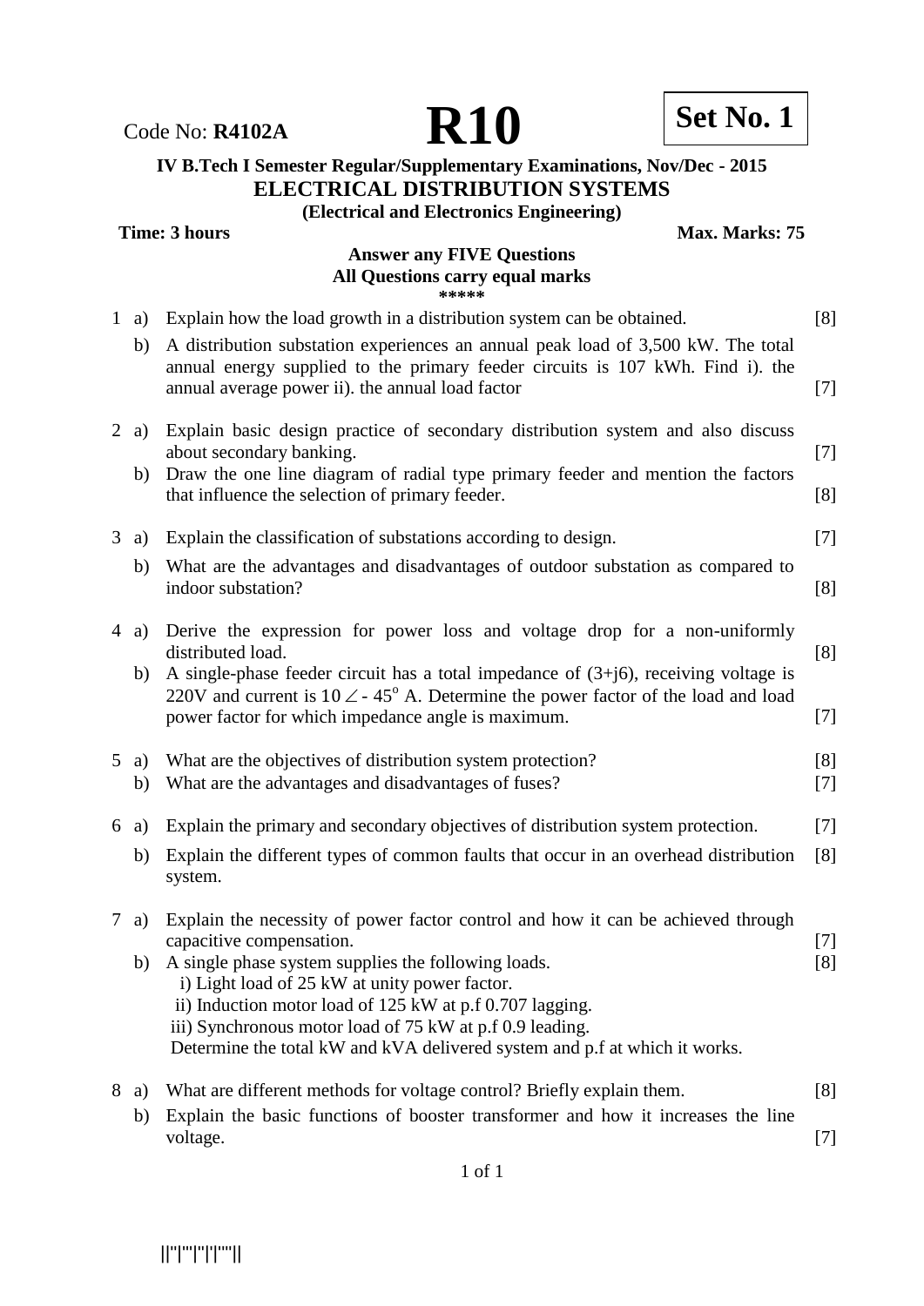Code No: **R4102A** **R10** **Set No. 1**

**IV B.Tech I Semester Regular/Supplementary Examinations, Nov/Dec - 2015**

**ELECTRICAL DISTRIBUTION SYSTEMS**

**(Electrical and Electronics Engineering)**

**Time: 3 hours** **Max. Marks: 75**

**Answer any FIVE Questions**

**All Questions carry equal marks**

\*\*\*\*\*

1 a) Explain how the load growth in a distribution system can be obtained. [8]

b) A distribution substation experiences an annual peak load of 3,500 kW. The total annual energy supplied to the primary feeder circuits is 107 kWh. Find i). the annual average power ii). the annual load factor [7]

2 a) Explain basic design practice of secondary distribution system and also discuss about secondary banking. [7]

b) Draw the one line diagram of radial type primary feeder and mention the factors that influence the selection of primary feeder. [8]

3 a) Explain the classification of substations according to design. [7]

b) What are the advantages and disadvantages of outdoor substation as compared to indoor substation? [8]

4 a) Derive the expression for power loss and voltage drop for a non-uniformly distributed load. [8]

b) A single-phase feeder circuit has a total impedance of (3+j6), receiving voltage is 220V and current is $10 \angle -45^{o}$ A. Determine the power factor of the load and load power factor for which impedance angle is maximum. [7]

5 a) What are the objectives of distribution system protection? [8]

b) What are the advantages and disadvantages of fuses? [7]

6 a) Explain the primary and secondary objectives of distribution system protection. [7]

b) Explain the different types of common faults that occur in an overhead distribution system. [8]

7 a) Explain the necessity of power factor control and how it can be achieved through capacitive compensation. [7]

b) A single phase system supplies the following loads. [8]

i) Light load of 25 kW at unity power factor.

ii) Induction motor load of 125 kW at p.f 0.707 lagging.

iii) Synchronous motor load of 75 kW at p.f 0.9 leading.

Determine the total kW and kVA delivered system and p.f at which it works.

8 a) What are different methods for voltage control? Briefly explain them. [8]

b) Explain the basic functions of booster transformer and how it increases the line voltage. [7]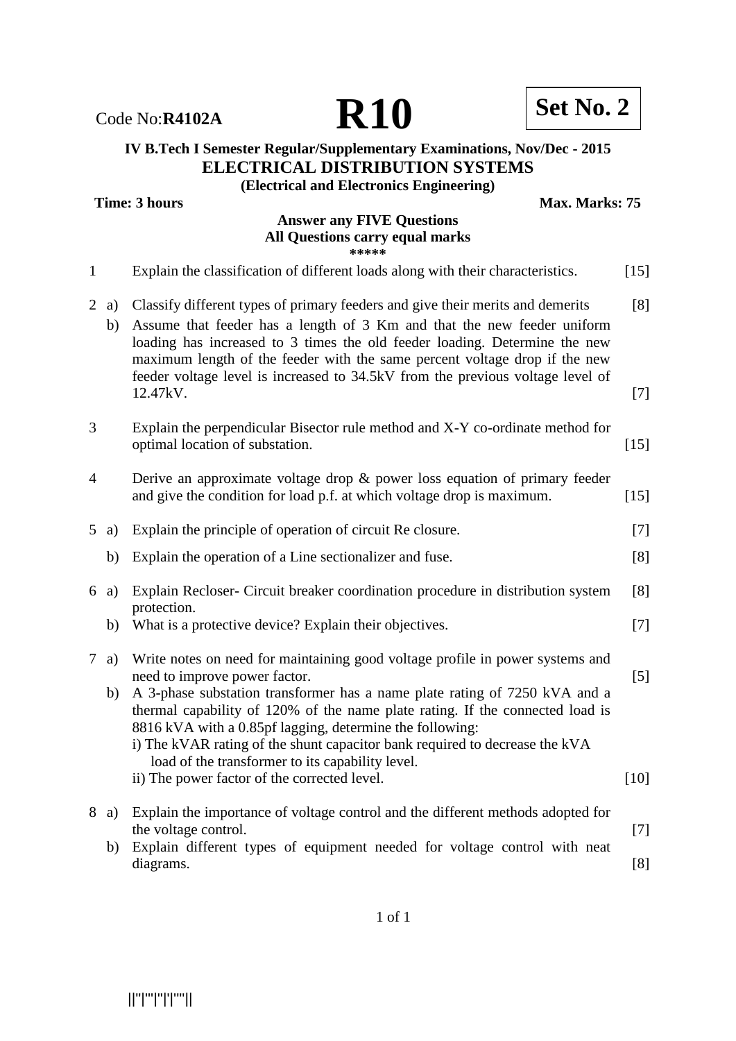Code No:**R4102A** **R10** **Set No. 2**

**IV B.Tech I Semester Regular/Supplementary Examinations, Nov/Dec - 2015**

## ELECTRICAL DISTRIBUTION SYSTEMS

**(Electrical and Electronics Engineering)**

**Time: 3 hours** **Max. Marks: 75**

**Answer any FIVE Questions**
**All Questions carry equal marks**
\*\*\*\*\*

1. Explain the classification of different loads along with their characteristics. [15]

2. a) Classify different types of primary feeders and give their merits and demerits [8]
   b) Assume that feeder has a length of 3 Km and that the new feeder uniform loading has increased to 3 times the old feeder loading. Determine the new maximum length of the feeder with the same percent voltage drop if the new feeder voltage level is increased to 34.5kV from the previous voltage level of 12.47kV. [7]

3. Explain the perpendicular Bisector rule method and X-Y co-ordinate method for optimal location of substation. [15]

4. Derive an approximate voltage drop & power loss equation of primary feeder and give the condition for load p.f. at which voltage drop is maximum. [15]

5. a) Explain the principle of operation of circuit Re closure. [7]
   b) Explain the operation of a Line sectionalizer and fuse. [8]

6. a) Explain Recloser- Circuit breaker coordination procedure in distribution system protection. [8]
   b) What is a protective device? Explain their objectives. [7]

7. a) Write notes on need for maintaining good voltage profile in power systems and need to improve power factor. [5]
   b) A 3-phase substation transformer has a name plate rating of 7250 kVA and a thermal capability of 120% of the name plate rating. If the connected load is 8816 kVA with a 0.85pf lagging, determine the following:
      i) The kVAR rating of the shunt capacitor bank required to decrease the kVA load of the transformer to its capability level.
      ii) The power factor of the corrected level. [10]

8. a) Explain the importance of voltage control and the different methods adopted for the voltage control. [7]
   b) Explain different types of equipment needed for voltage control with neat diagrams. [8]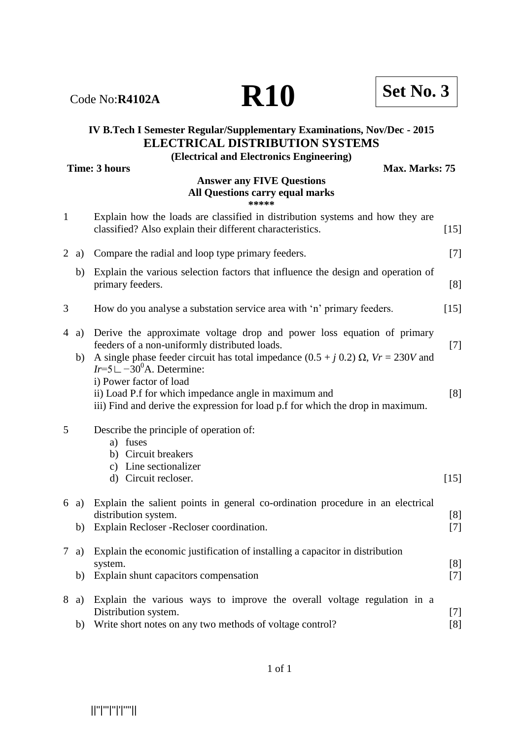Code No:**R4102A** **R10** **Set No. 3**

**IV B.Tech I Semester Regular/Supplementary Examinations, Nov/Dec - 2015**

## ELECTRICAL DISTRIBUTION SYSTEMS

**(Electrical and Electronics Engineering)**

**Time: 3 hours** **Max. Marks: 75**

**Answer any FIVE Questions**
**All Questions carry equal marks**

\*\*\*\*\*

1. Explain how the loads are classified in distribution systems and how they are classified? Also explain their different characteristics. [15]

2. a) Compare the radial and loop type primary feeders. [7]

   b) Explain the various selection factors that influence the design and operation of primary feeders. [8]

3. How do you analyse a substation service area with 'n' primary feeders. [15]

4. a) Derive the approximate voltage drop and power loss equation of primary feeders of a non-uniformly distributed loads. [7]

   b) A single phase feeder circuit has total impedance $(0.5 + j\,0.2)\ \Omega$, $Vr = 230V$ and $Ir = 5\angle -30^0$A. Determine:
   i) Power factor of load
   ii) Load P.f for which impedance angle in maximum and [8]
   iii) Find and derive the expression for load p.f for which the drop in maximum.

5. Describe the principle of operation of:
   a) fuses
   b) Circuit breakers
   c) Line sectionalizer
   d) Circuit recloser. [15]

6. a) Explain the salient points in general co-ordination procedure in an electrical distribution system. [8]

   b) Explain Recloser -Recloser coordination. [7]

7. a) Explain the economic justification of installing a capacitor in distribution system. [8]

   b) Explain shunt capacitors compensation [7]

8. a) Explain the various ways to improve the overall voltage regulation in a Distribution system. [7]

   b) Write short notes on any two methods of voltage control? [8]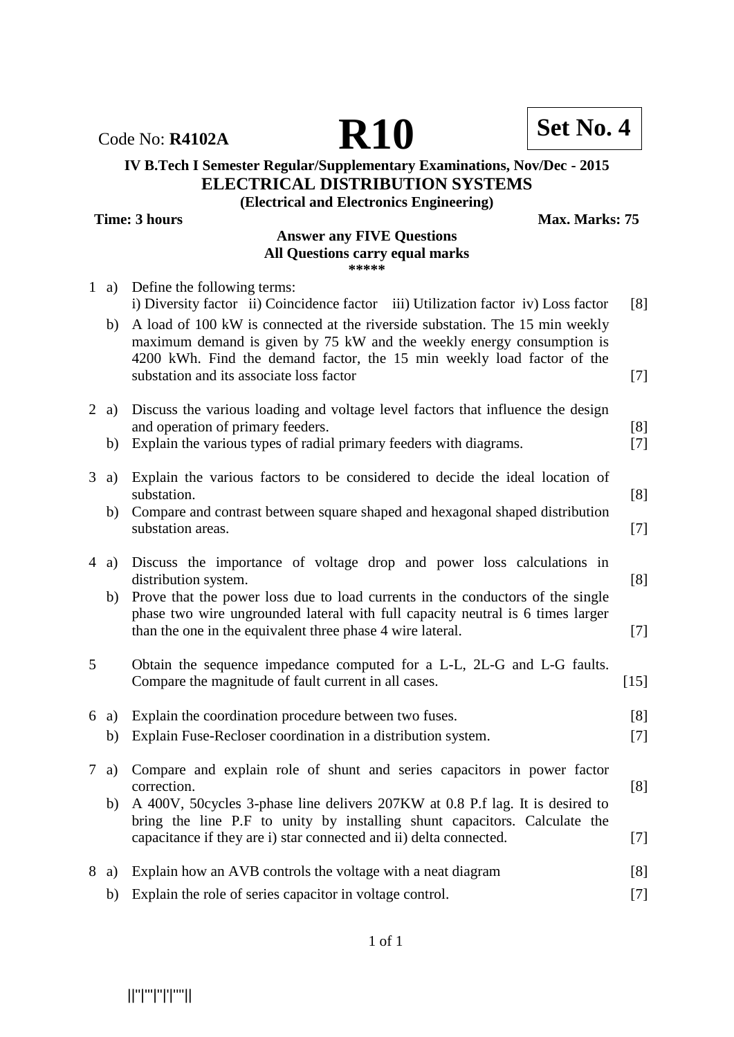Code No: **R4102A**

# R10

**Set No. 4**

**IV B.Tech I Semester Regular/Supplementary Examinations, Nov/Dec - 2015**

## ELECTRICAL DISTRIBUTION SYSTEMS

**(Electrical and Electronics Engineering)**

**Time: 3 hours** **Max. Marks: 75**

**Answer any FIVE Questions**
**All Questions carry equal marks**
**\*\*\*\*\***

1 a) Define the following terms:
i) Diversity factor ii) Coincidence factor iii) Utilization factor iv) Loss factor [8]

b) A load of 100 kW is connected at the riverside substation. The 15 min weekly maximum demand is given by 75 kW and the weekly energy consumption is 4200 kWh. Find the demand factor, the 15 min weekly load factor of the substation and its associate loss factor [7]

2 a) Discuss the various loading and voltage level factors that influence the design and operation of primary feeders. [8]

b) Explain the various types of radial primary feeders with diagrams. [7]

3 a) Explain the various factors to be considered to decide the ideal location of substation. [8]

b) Compare and contrast between square shaped and hexagonal shaped distribution substation areas. [7]

4 a) Discuss the importance of voltage drop and power loss calculations in distribution system. [8]

b) Prove that the power loss due to load currents in the conductors of the single phase two wire ungrounded lateral with full capacity neutral is 6 times larger than the one in the equivalent three phase 4 wire lateral. [7]

5 Obtain the sequence impedance computed for a L-L, 2L-G and L-G faults. Compare the magnitude of fault current in all cases. [15]

6 a) Explain the coordination procedure between two fuses. [8]

b) Explain Fuse-Recloser coordination in a distribution system. [7]

7 a) Compare and explain role of shunt and series capacitors in power factor correction. [8]

b) A 400V, 50cycles 3-phase line delivers 207KW at 0.8 P.f lag. It is desired to bring the line P.F to unity by installing shunt capacitors. Calculate the capacitance if they are i) star connected and ii) delta connected. [7]

8 a) Explain how an AVB controls the voltage with a neat diagram [8]

b) Explain the role of series capacitor in voltage control. [7]